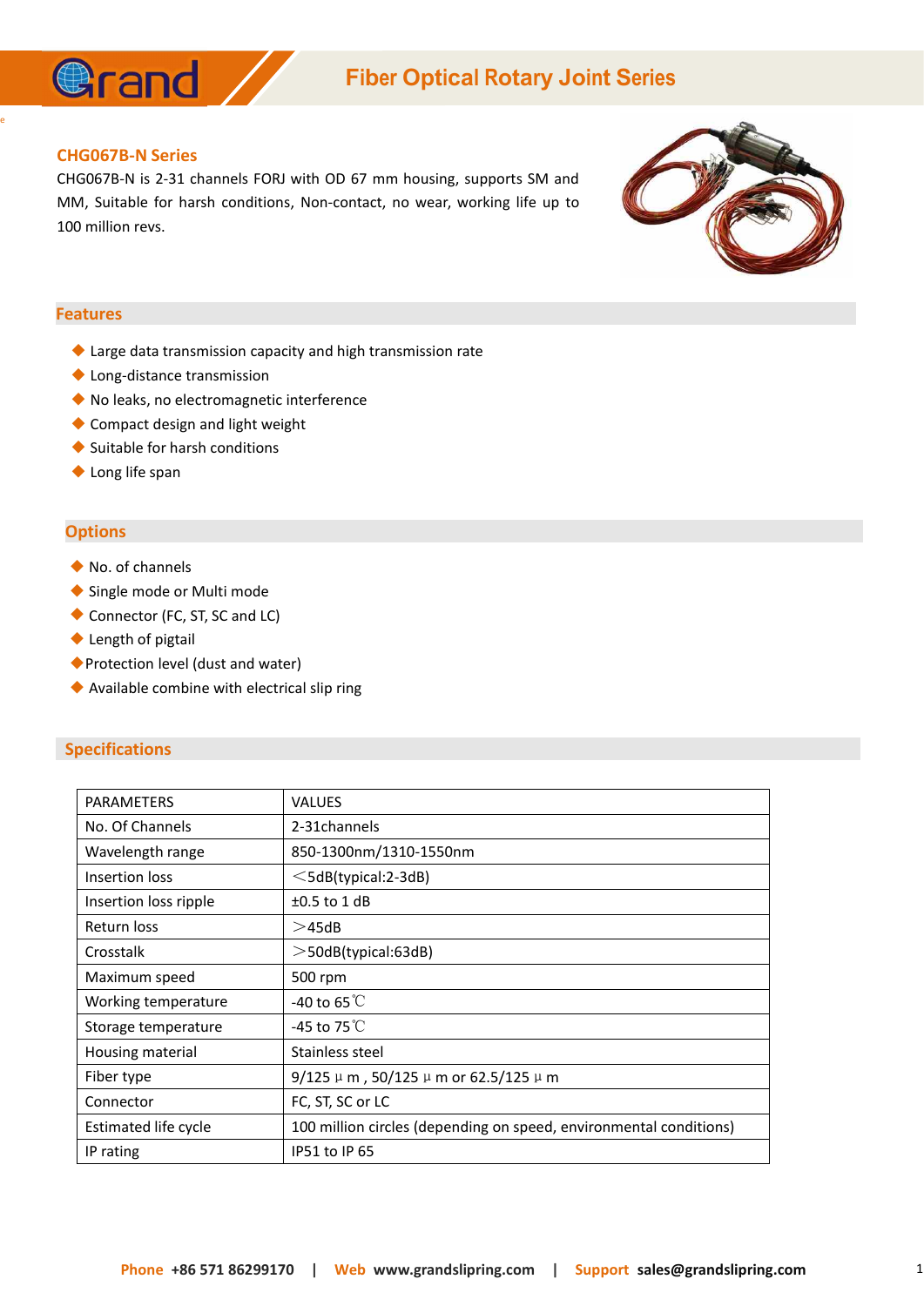# Fiber Optical Rotary Joint Series

## CHG067B-N Series

CHG067B-N is 2-31 channels FORJ with OD 67 mm housing, supports SM and MM, Suitable for harsh conditions, Non-contact, no wear, working life up to 100 million revs.

## Features

- Large data transmission capacity and high transmission rate
- Long-distance transmission
- No leaks, no electromagnetic interference
- Compact design and light weight
- Suitable for harsh conditions
- Long life span

## Options

- No. of channels
- Single mode or Multi mode
- Connector (FC, ST, SC and LC)
- Length of pigtail
- Protection level (dust and water)
- Available combine with electrical slip ring

## Specifications

| PARAMETERS | VALUES |
|---|---|
| No. Of Channels | 2-31channels |
| Wavelength range | 850-1300nm/1310-1550nm |
| Insertion loss | ＜5dB(typical:2-3dB) |
| Insertion loss ripple | ±0.5 to 1 dB |
| Return loss | ＞45dB |
| Crosstalk | ＞50dB(typical:63dB) |
| Maximum speed | 500 rpm |
| Working temperature | -40 to 65℃ |
| Storage temperature | -45 to 75℃ |
| Housing material | Stainless steel |
| Fiber type | 9/125 μ m , 50/125 μ m or 62.5/125 μ m |
| Connector | FC, ST, SC or LC |
| Estimated life cycle | 100 million circles (depending on speed, environmental conditions) |
| IP rating | IP51 to IP 65 |

**Phone** +86 571 86299170 | **Web** www.grandslipring.com | **Support** sales@grandslipring.com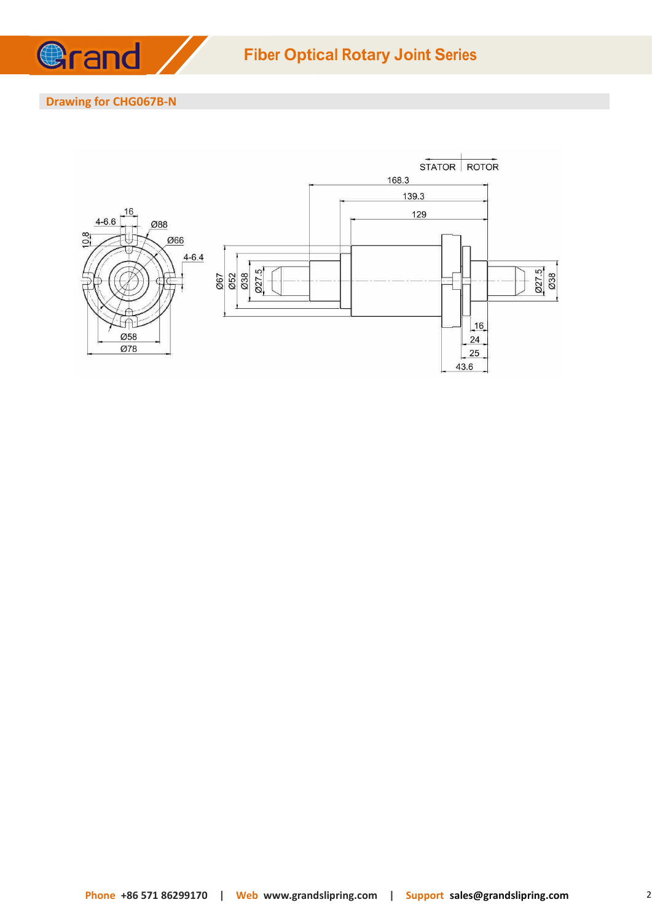## Drawing for CHG067B-N

STATOR | ROTOR

168.3

139.3

129

16

4-6.6

Ø88

10.8

Ø66

4-6.4

Ø58

Ø78

Ø67

Ø52

Ø38

Ø27.5

Ø27.5

Ø38

16

24

25

43.6